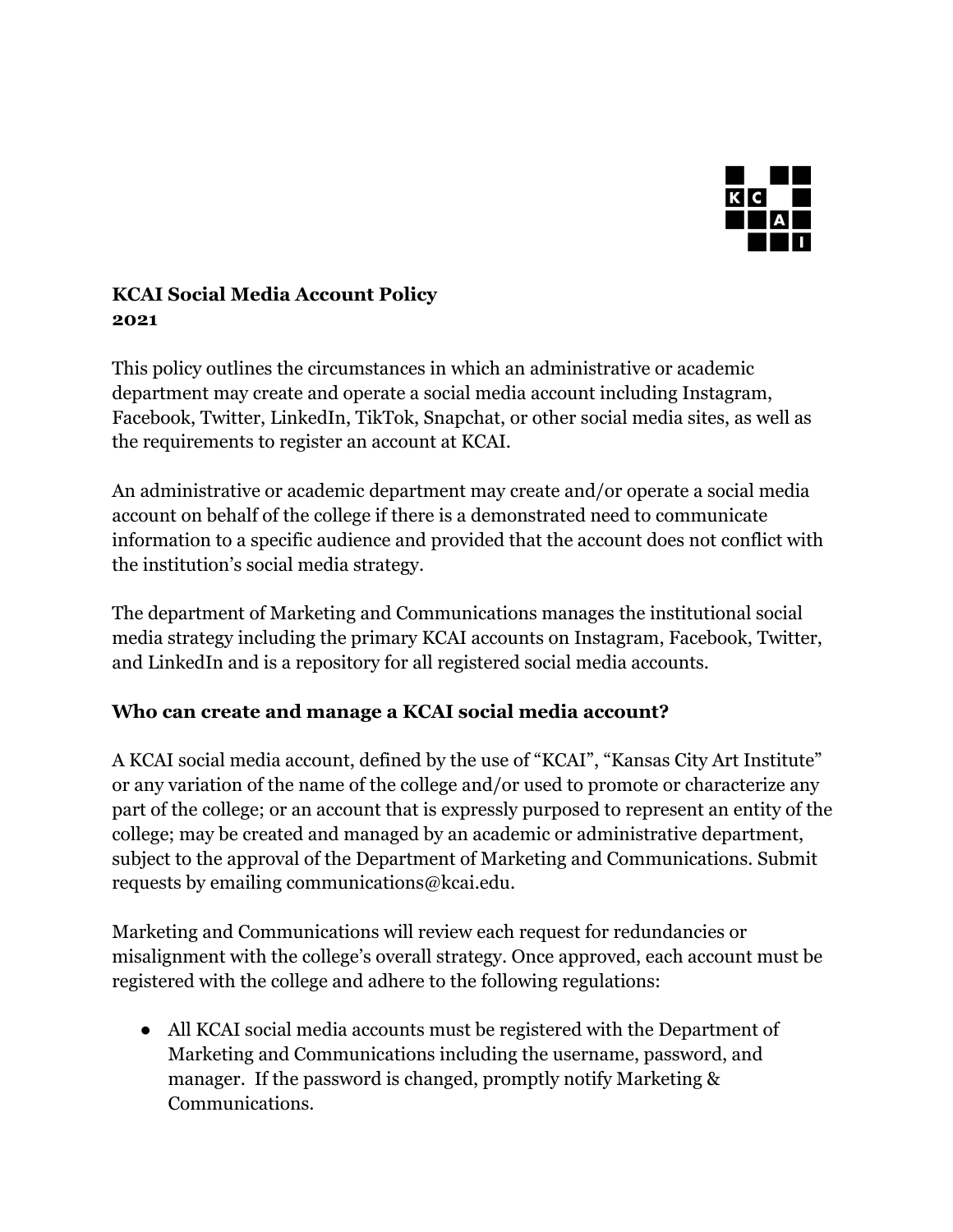**KCAI Social Media Account Policy**
**2021**

This policy outlines the circumstances in which an administrative or academic department may create and operate a social media account including Instagram, Facebook, Twitter, LinkedIn, TikTok, Snapchat, or other social media sites, as well as the requirements to register an account at KCAI.

An administrative or academic department may create and/or operate a social media account on behalf of the college if there is a demonstrated need to communicate information to a specific audience and provided that the account does not conflict with the institution's social media strategy.

The department of Marketing and Communications manages the institutional social media strategy including the primary KCAI accounts on Instagram, Facebook, Twitter, and LinkedIn and is a repository for all registered social media accounts.

## Who can create and manage a KCAI social media account?

A KCAI social media account, defined by the use of "KCAI", "Kansas City Art Institute" or any variation of the name of the college and/or used to promote or characterize any part of the college; or an account that is expressly purposed to represent an entity of the college; may be created and managed by an academic or administrative department, subject to the approval of the Department of Marketing and Communications. Submit requests by emailing communications@kcai.edu.

Marketing and Communications will review each request for redundancies or misalignment with the college's overall strategy. Once approved, each account must be registered with the college and adhere to the following regulations:

- All KCAI social media accounts must be registered with the Department of Marketing and Communications including the username, password, and manager. If the password is changed, promptly notify Marketing & Communications.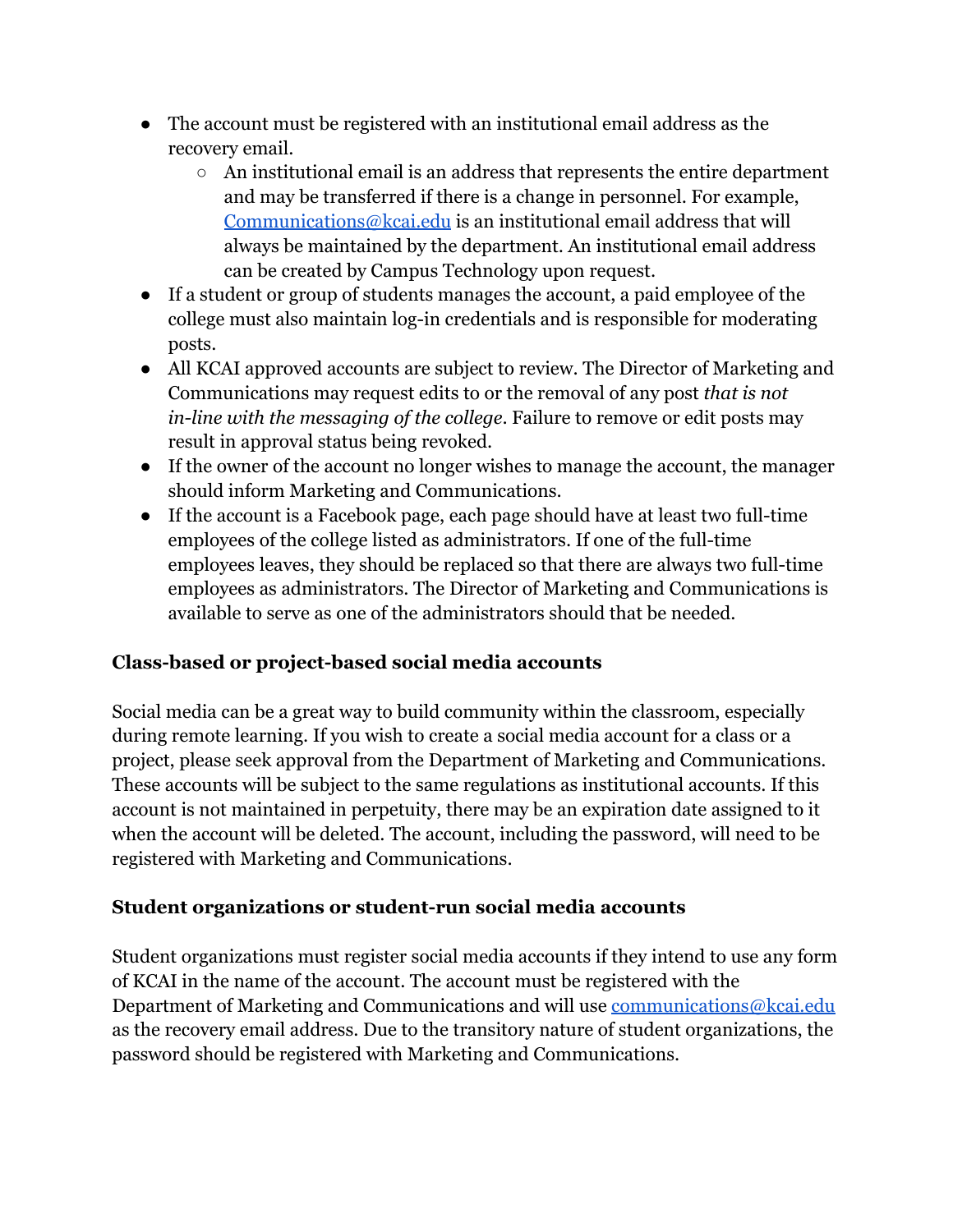- The account must be registered with an institutional email address as the recovery email.
    - An institutional email is an address that represents the entire department and may be transferred if there is a change in personnel. For example, [Communications@kcai.edu](mailto:Communications@kcai.edu) is an institutional email address that will always be maintained by the department. An institutional email address can be created by Campus Technology upon request.
- If a student or group of students manages the account, a paid employee of the college must also maintain log-in credentials and is responsible for moderating posts.
- All KCAI approved accounts are subject to review. The Director of Marketing and Communications may request edits to or the removal of any post *that is not in-line with the messaging of the college*. Failure to remove or edit posts may result in approval status being revoked.
- If the owner of the account no longer wishes to manage the account, the manager should inform Marketing and Communications.
- If the account is a Facebook page, each page should have at least two full-time employees of the college listed as administrators. If one of the full-time employees leaves, they should be replaced so that there are always two full-time employees as administrators. The Director of Marketing and Communications is available to serve as one of the administrators should that be needed.

**Class-based or project-based social media accounts**

Social media can be a great way to build community within the classroom, especially during remote learning. If you wish to create a social media account for a class or a project, please seek approval from the Department of Marketing and Communications. These accounts will be subject to the same regulations as institutional accounts. If this account is not maintained in perpetuity, there may be an expiration date assigned to it when the account will be deleted. The account, including the password, will need to be registered with Marketing and Communications.

**Student organizations or student-run social media accounts**

Student organizations must register social media accounts if they intend to use any form of KCAI in the name of the account. The account must be registered with the Department of Marketing and Communications and will use [communications@kcai.edu](mailto:communications@kcai.edu) as the recovery email address. Due to the transitory nature of student organizations, the password should be registered with Marketing and Communications.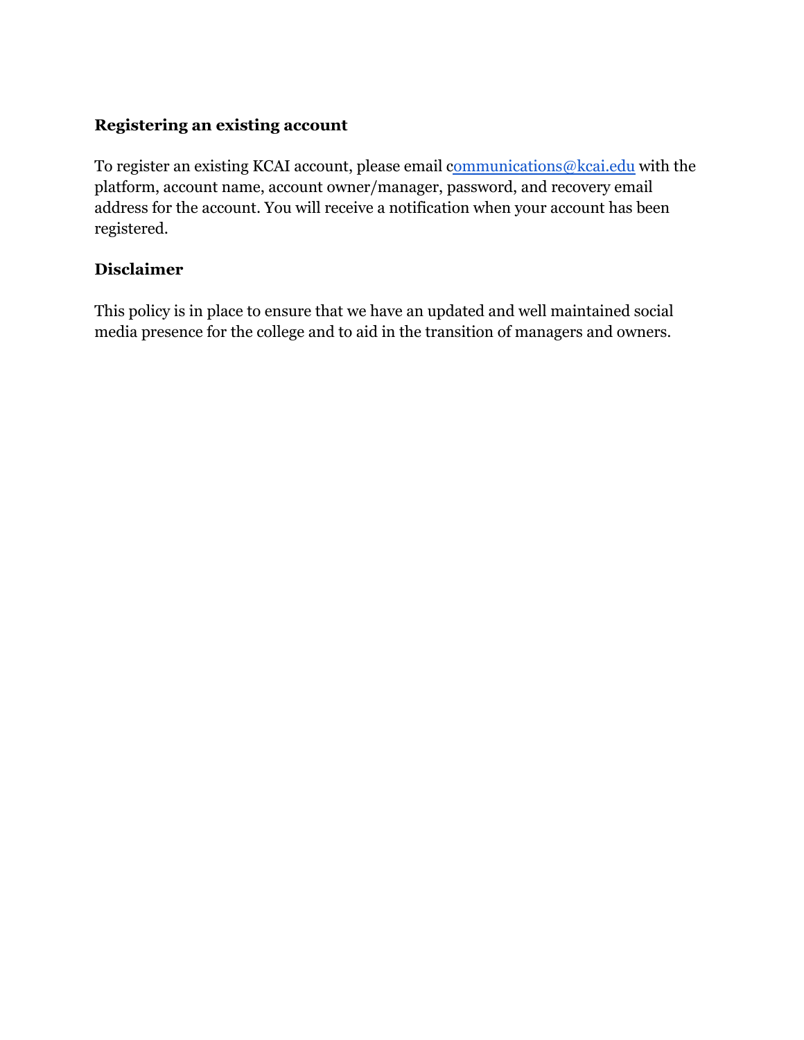### Registering an existing account

To register an existing KCAI account, please email communications@kcai.edu with the platform, account name, account owner/manager, password, and recovery email address for the account. You will receive a notification when your account has been registered.

### Disclaimer

This policy is in place to ensure that we have an updated and well maintained social media presence for the college and to aid in the transition of managers and owners.